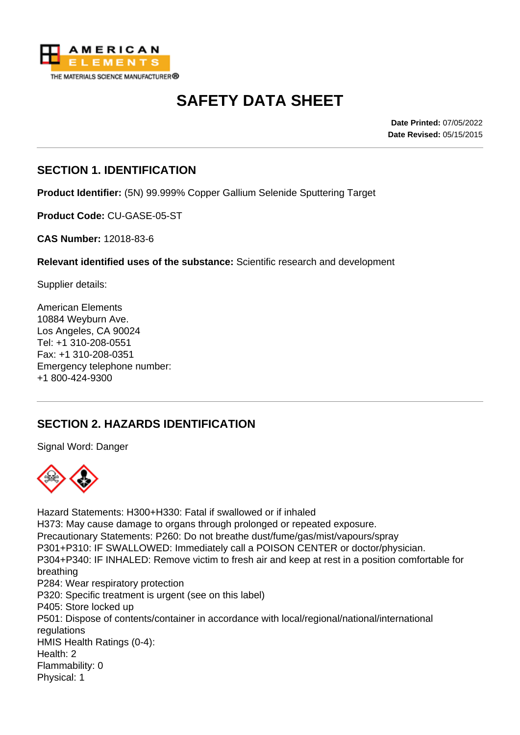AMERICAN ELEMENTS
THE MATERIALS SCIENCE MANUFACTURER®

# SAFETY DATA SHEET

**Date Printed:** 07/05/2022
**Date Revised:** 05/15/2015

## SECTION 1. IDENTIFICATION

**Product Identifier:** (5N) 99.999% Copper Gallium Selenide Sputtering Target

**Product Code:** CU-GASE-05-ST

**CAS Number:** 12018-83-6

**Relevant identified uses of the substance:** Scientific research and development

Supplier details:

American Elements
10884 Weyburn Ave.
Los Angeles, CA 90024
Tel: +1 310-208-0551
Fax: +1 310-208-0351
Emergency telephone number:
+1 800-424-9300

## SECTION 2. HAZARDS IDENTIFICATION

Signal Word: Danger

Hazard Statements: H300+H330: Fatal if swallowed or if inhaled
H373: May cause damage to organs through prolonged or repeated exposure.
Precautionary Statements: P260: Do not breathe dust/fume/gas/mist/vapours/spray
P301+P310: IF SWALLOWED: Immediately call a POISON CENTER or doctor/physician.
P304+P340: IF INHALED: Remove victim to fresh air and keep at rest in a position comfortable for breathing
P284: Wear respiratory protection
P320: Specific treatment is urgent (see on this label)
P405: Store locked up
P501: Dispose of contents/container in accordance with local/regional/national/international regulations
HMIS Health Ratings (0-4):
Health: 2
Flammability: 0
Physical: 1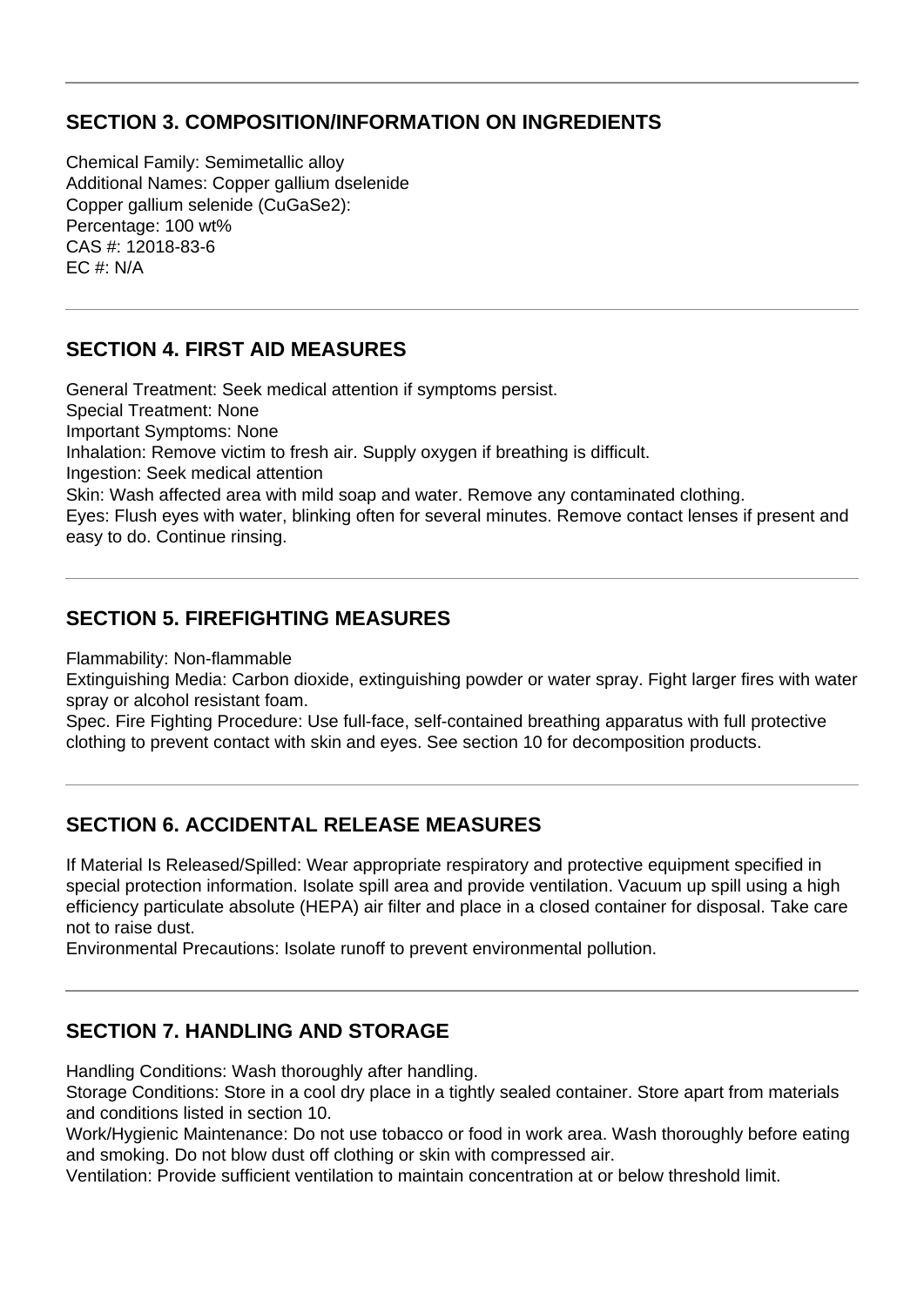## SECTION 3. COMPOSITION/INFORMATION ON INGREDIENTS

Chemical Family: Semimetallic alloy
Additional Names: Copper gallium dselenide
Copper gallium selenide ($CuGaSe_2$):
Percentage: 100 wt%
CAS #: 12018-83-6
EC #: N/A

## SECTION 4. FIRST AID MEASURES

General Treatment: Seek medical attention if symptoms persist.
Special Treatment: None
Important Symptoms: None
Inhalation: Remove victim to fresh air. Supply oxygen if breathing is difficult.
Ingestion: Seek medical attention
Skin: Wash affected area with mild soap and water. Remove any contaminated clothing.
Eyes: Flush eyes with water, blinking often for several minutes. Remove contact lenses if present and easy to do. Continue rinsing.

## SECTION 5. FIREFIGHTING MEASURES

Flammability: Non-flammable
Extinguishing Media: Carbon dioxide, extinguishing powder or water spray. Fight larger fires with water spray or alcohol resistant foam.
Spec. Fire Fighting Procedure: Use full-face, self-contained breathing apparatus with full protective clothing to prevent contact with skin and eyes. See section 10 for decomposition products.

## SECTION 6. ACCIDENTAL RELEASE MEASURES

If Material Is Released/Spilled: Wear appropriate respiratory and protective equipment specified in special protection information. Isolate spill area and provide ventilation. Vacuum up spill using a high efficiency particulate absolute (HEPA) air filter and place in a closed container for disposal. Take care not to raise dust.
Environmental Precautions: Isolate runoff to prevent environmental pollution.

## SECTION 7. HANDLING AND STORAGE

Handling Conditions: Wash thoroughly after handling.
Storage Conditions: Store in a cool dry place in a tightly sealed container. Store apart from materials and conditions listed in section 10.
Work/Hygienic Maintenance: Do not use tobacco or food in work area. Wash thoroughly before eating and smoking. Do not blow dust off clothing or skin with compressed air.
Ventilation: Provide sufficient ventilation to maintain concentration at or below threshold limit.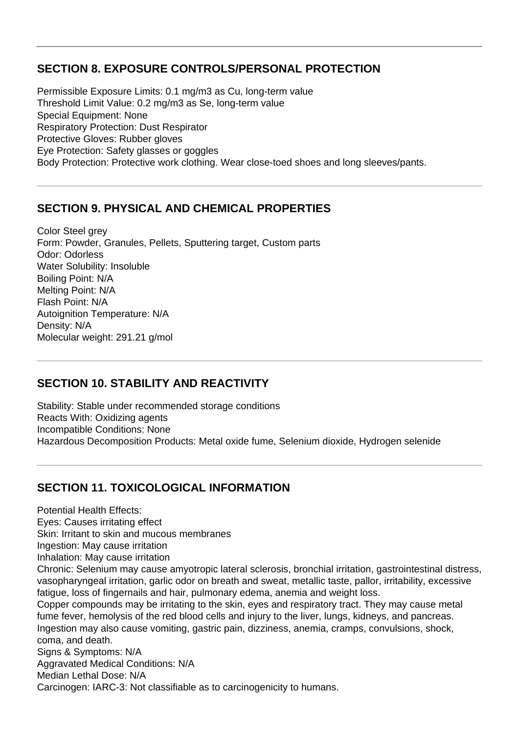## SECTION 8. EXPOSURE CONTROLS/PERSONAL PROTECTION

Permissible Exposure Limits: 0.1 mg/m3 as Cu, long-term value
Threshold Limit Value: 0.2 mg/m3 as Se, long-term value
Special Equipment: None
Respiratory Protection: Dust Respirator
Protective Gloves: Rubber gloves
Eye Protection: Safety glasses or goggles
Body Protection: Protective work clothing. Wear close-toed shoes and long sleeves/pants.

## SECTION 9. PHYSICAL AND CHEMICAL PROPERTIES

Color Steel grey
Form: Powder, Granules, Pellets, Sputtering target, Custom parts
Odor: Odorless
Water Solubility: Insoluble
Boiling Point: N/A
Melting Point: N/A
Flash Point: N/A
Autoignition Temperature: N/A
Density: N/A
Molecular weight: 291.21 g/mol

## SECTION 10. STABILITY AND REACTIVITY

Stability: Stable under recommended storage conditions
Reacts With: Oxidizing agents
Incompatible Conditions: None
Hazardous Decomposition Products: Metal oxide fume, Selenium dioxide, Hydrogen selenide

## SECTION 11. TOXICOLOGICAL INFORMATION

Potential Health Effects:
Eyes: Causes irritating effect
Skin: Irritant to skin and mucous membranes
Ingestion: May cause irritation
Inhalation: May cause irritation
Chronic: Selenium may cause amyotropic lateral sclerosis, bronchial irritation, gastrointestinal distress, vasopharyngeal irritation, garlic odor on breath and sweat, metallic taste, pallor, irritability, excessive fatigue, loss of fingernails and hair, pulmonary edema, anemia and weight loss.
Copper compounds may be irritating to the skin, eyes and respiratory tract. They may cause metal fume fever, hemolysis of the red blood cells and injury to the liver, lungs, kidneys, and pancreas. Ingestion may also cause vomiting, gastric pain, dizziness, anemia, cramps, convulsions, shock, coma, and death.
Signs & Symptoms: N/A
Aggravated Medical Conditions: N/A
Median Lethal Dose: N/A
Carcinogen: IARC-3: Not classifiable as to carcinogenicity to humans.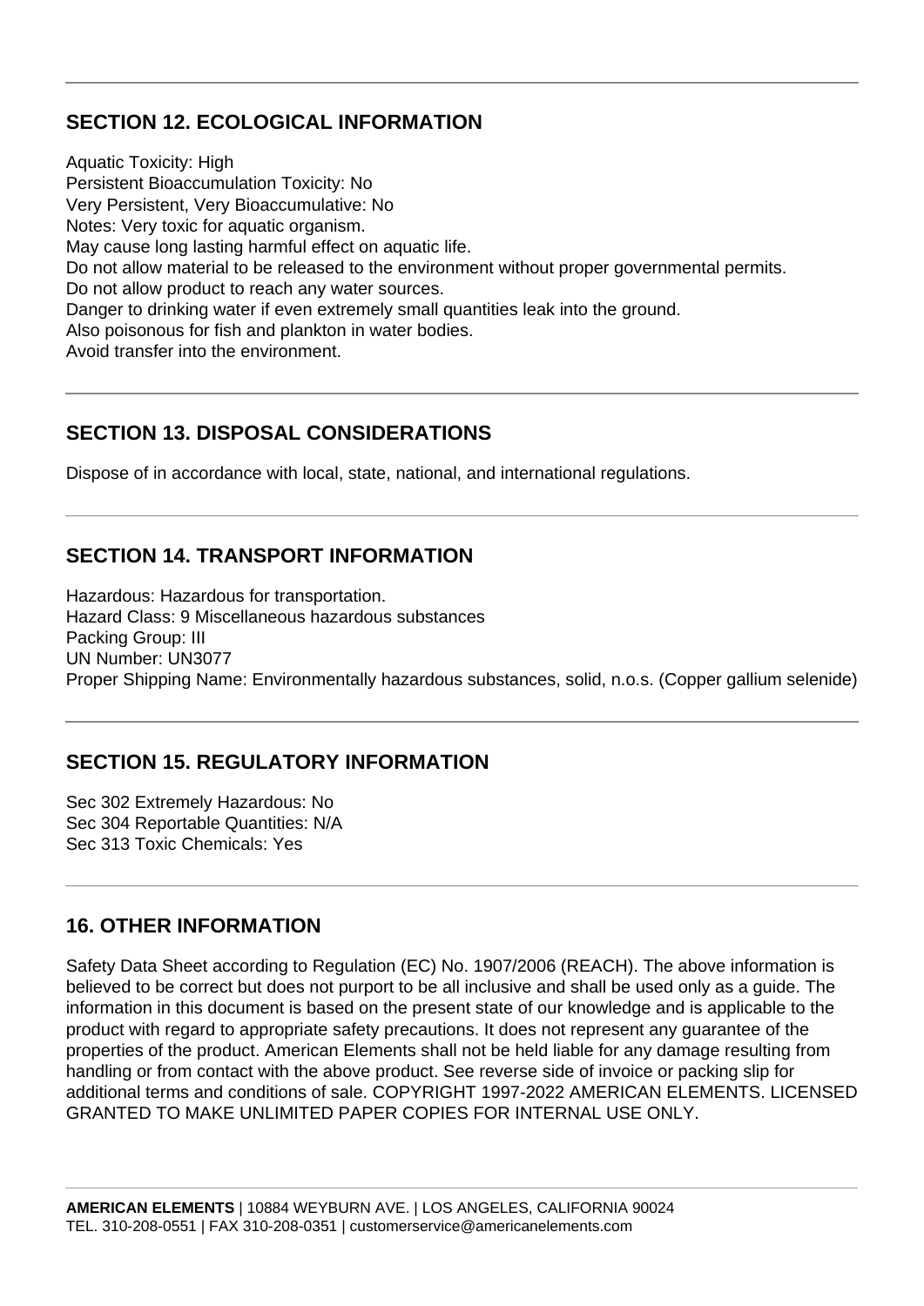## SECTION 12. ECOLOGICAL INFORMATION

Aquatic Toxicity: High
Persistent Bioaccumulation Toxicity: No
Very Persistent, Very Bioaccumulative: No
Notes: Very toxic for aquatic organism.
May cause long lasting harmful effect on aquatic life.
Do not allow material to be released to the environment without proper governmental permits.
Do not allow product to reach any water sources.
Danger to drinking water if even extremely small quantities leak into the ground.
Also poisonous for fish and plankton in water bodies.
Avoid transfer into the environment.

## SECTION 13. DISPOSAL CONSIDERATIONS

Dispose of in accordance with local, state, national, and international regulations.

## SECTION 14. TRANSPORT INFORMATION

Hazardous: Hazardous for transportation.
Hazard Class: 9 Miscellaneous hazardous substances
Packing Group: III
UN Number: UN3077
Proper Shipping Name: Environmentally hazardous substances, solid, n.o.s. (Copper gallium selenide)

## SECTION 15. REGULATORY INFORMATION

Sec 302 Extremely Hazardous: No
Sec 304 Reportable Quantities: N/A
Sec 313 Toxic Chemicals: Yes

## 16. OTHER INFORMATION

Safety Data Sheet according to Regulation (EC) No. 1907/2006 (REACH). The above information is believed to be correct but does not purport to be all inclusive and shall be used only as a guide. The information in this document is based on the present state of our knowledge and is applicable to the product with regard to appropriate safety precautions. It does not represent any guarantee of the properties of the product. American Elements shall not be held liable for any damage resulting from handling or from contact with the above product. See reverse side of invoice or packing slip for additional terms and conditions of sale. COPYRIGHT 1997-2022 AMERICAN ELEMENTS. LICENSED GRANTED TO MAKE UNLIMITED PAPER COPIES FOR INTERNAL USE ONLY.

**AMERICAN ELEMENTS** | 10884 WEYBURN AVE. | LOS ANGELES, CALIFORNIA 90024
TEL. 310-208-0551 | FAX 310-208-0351 | customerservice@americanelements.com